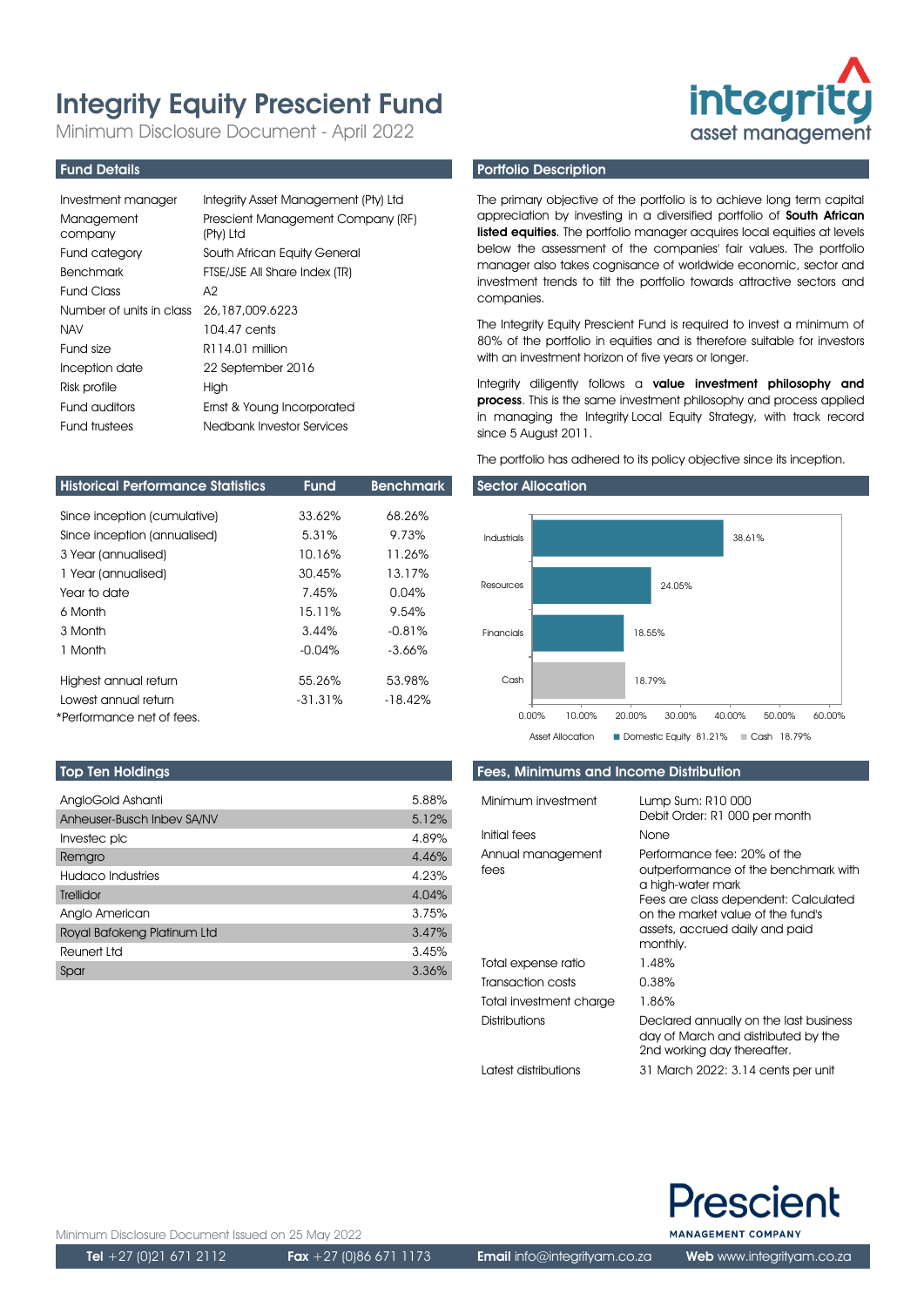# Integrity Equity Prescient Fund

Minimum Disclosure Document - April 2022

## Fund Details

| | |
|---|---|
| Investment manager | Integrity Asset Management (Pty) Ltd |
| Management company | Prescient Management Company (RF) (Pty) Ltd |
| Fund category | South African Equity General |
| Benchmark | FTSE/JSE All Share Index (TR) |
| Fund Class | A2 |
| Number of units in class | 26,187,009.6223 |
| NAV | 104.47 cents |
| Fund size | R114.01 million |
| Inception date | 22 September 2016 |
| Risk profile | High |
| Fund auditors | Ernst & Young Incorporated |
| Fund trustees | Nedbank Investor Services |

## Portfolio Description

The primary objective of the portfolio is to achieve long term capital appreciation by investing in a diversified portfolio of **South African listed equities**. The portfolio manager acquires local equities at levels below the assessment of the companies' fair values. The portfolio manager also takes cognisance of worldwide economic, sector and investment trends to tilt the portfolio towards attractive sectors and companies.

The Integrity Equity Prescient Fund is required to invest a minimum of 80% of the portfolio in equities and is therefore suitable for investors with an investment horizon of five years or longer.

Integrity diligently follows a **value investment philosophy and process**. This is the same investment philosophy and process applied in managing the Integrity Local Equity Strategy, with track record since 5 August 2011.

The portfolio has adhered to its policy objective since its inception.

## Historical Performance Statistics

| Historical Performance Statistics | Fund | Benchmark |
|---|---|---|
| Since inception (cumulative) | 33.62% | 68.26% |
| Since inception (annualised) | 5.31% | 9.73% |
| 3 Year (annualised) | 10.16% | 11.26% |
| 1 Year (annualised) | 30.45% | 13.17% |
| Year to date | 7.45% | 0.04% |
| 6 Month | 15.11% | 9.54% |
| 3 Month | 3.44% | -0.81% |
| 1 Month | -0.04% | -3.66% |
| Highest annual return | 55.26% | 53.98% |
| Lowest annual return | -31.31% | -18.42% |

*Performance net of fees.

## Sector Allocation

| Sector | Allocation |
|---|---|
| Industrials | 38.61% |
| Resources | 24.05% |
| Financials | 18.55% |
| Cash | 18.79% |

Asset Allocation: Domestic Equity 81.21% | Cash 18.79%

## Top Ten Holdings

| Holding | Weight |
|---|---|
| AngloGold Ashanti | 5.88% |
| Anheuser-Busch Inbev SA/NV | 5.12% |
| Investec plc | 4.89% |
| Remgro | 4.46% |
| Hudaco Industries | 4.23% |
| Trellidor | 4.04% |
| Anglo American | 3.75% |
| Royal Bafokeng Platinum Ltd | 3.47% |
| Reunert Ltd | 3.45% |
| Spar | 3.36% |

## Fees, Minimums and Income Distribution

| | |
|---|---|
| Minimum investment | Lump Sum: R10 000<br>Debit Order: R1 000 per month |
| Initial fees | None |
| Annual management fees | Performance fee: 20% of the outperformance of the benchmark with a high-water mark<br>Fees are class dependent: Calculated on the market value of the fund's assets, accrued daily and paid monthly. |
| Total expense ratio | 1.48% |
| Transaction costs | 0.38% |
| Total investment charge | 1.86% |
| Distributions | Declared annually on the last business day of March and distributed by the 2nd working day thereafter. |
| Latest distributions | 31 March 2022: 3.14 cents per unit |

Minimum Disclosure Document Issued on 25 May 2022

**Tel** +27 (0)21 671 2112 **Fax** +27 (0)86 671 1173 **Email** info@integrityam.co.za **Web** www.integrityam.co.za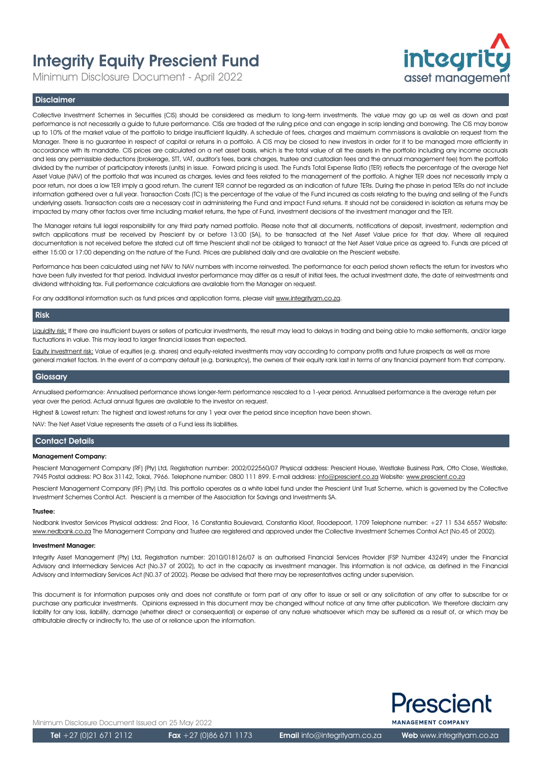# Integrity Equity Prescient Fund

Minimum Disclosure Document - April 2022

## Disclaimer

Collective Investment Schemes in Securities (CIS) should be considered as medium to long-term investments. The value may go up as well as down and past performance is not necessarily a guide to future performance. CISs are traded at the ruling price and can engage in scrip lending and borrowing. The CIS may borrow up to 10% of the market value of the portfolio to bridge insufficient liquidity. A schedule of fees, charges and maximum commissions is available on request from the Manager. There is no guarantee in respect of capital or returns in a portfolio. A CIS may be closed to new investors in order for it to be managed more efficiently in accordance with its mandate. CIS prices are calculated on a net asset basis, which is the total value of all the assets in the portfolio including any income accruals and less any permissible deductions (brokerage, STT, VAT, auditor's fees, bank charges, trustee and custodian fees and the annual management fee) from the portfolio divided by the number of participatory interests (units) in issue. Forward pricing is used. The Fund's Total Expense Ratio (TER) reflects the percentage of the average Net Asset Value (NAV) of the portfolio that was incurred as charges, levies and fees related to the management of the portfolio. A higher TER does not necessarily imply a poor return, nor does a low TER imply a good return. The current TER cannot be regarded as an indication of future TERs. During the phase in period TERs do not include information gathered over a full year. Transaction Costs (TC) is the percentage of the value of the Fund incurred as costs relating to the buying and selling of the Fund's underlying assets. Transaction costs are a necessary cost in administering the Fund and impact Fund returns. It should not be considered in isolation as returns may be impacted by many other factors over time including market returns, the type of Fund, investment decisions of the investment manager and the TER.

The Manager retains full legal responsibility for any third party named portfolio. Please note that all documents, notifications of deposit, investment, redemption and switch applications must be received by Prescient by or before 13:00 (SA), to be transacted at the Net Asset Value price for that day. Where all required documentation is not received before the stated cut off time Prescient shall not be obliged to transact at the Net Asset Value price as agreed to. Funds are priced at either 15:00 or 17:00 depending on the nature of the Fund. Prices are published daily and are available on the Prescient website.

Performance has been calculated using net NAV to NAV numbers with income reinvested. The performance for each period shown reflects the return for investors who have been fully invested for that period. Individual investor performance may differ as a result of initial fees, the actual investment date, the date of reinvestments and dividend withholding tax. Full performance calculations are available from the Manager on request.

For any additional information such as fund prices and application forms, please visit www.integrityam.co.za.

## Risk

Liquidity risk: If there are insufficient buyers or sellers of particular investments, the result may lead to delays in trading and being able to make settlements, and/or large fluctuations in value. This may lead to larger financial losses than expected.

Equity investment risk: Value of equities (e.g. shares) and equity-related investments may vary according to company profits and future prospects as well as more general market factors. In the event of a company default (e.g. bankruptcy), the owners of their equity rank last in terms of any financial payment from that company.

## Glossary

Annualised performance: Annualised performance shows longer-term performance rescaled to a 1-year period. Annualised performance is the average return per year over the period. Actual annual figures are available to the investor on request.

Highest & Lowest return: The highest and lowest returns for any 1 year over the period since inception have been shown.

NAV: The Net Asset Value represents the assets of a Fund less its liabilities.

## Contact Details

**Management Company:**

Prescient Management Company (RF) (Pty) Ltd, Registration number: 2002/022560/07 Physical address: Prescient House, Westlake Business Park, Otto Close, Westlake, 7945 Postal address: PO Box 31142, Tokai, 7966. Telephone number: 0800 111 899. E-mail address: info@prescient.co.za Website: www.prescient.co.za

Prescient Management Company (RF) (Pty) Ltd. This portfolio operates as a white label fund under the Prescient Unit Trust Scheme, which is governed by the Collective Investment Schemes Control Act. Prescient is a member of the Association for Savings and Investments SA.

**Trustee:**

Nedbank Investor Services Physical address: 2nd Floor, 16 Constantia Boulevard, Constantia Kloof, Roodepoort, 1709 Telephone number: +27 11 534 6557 Website: www.nedbank.co.za The Management Company and Trustee are registered and approved under the Collective Investment Schemes Control Act (No.45 of 2002).

**Investment Manager:**

Integrity Asset Management (Pty) Ltd, Registration number: 2010/018126/07 is an authorised Financial Services Provider (FSP Number 43249) under the Financial Advisory and Intermediary Services Act (No.37 of 2002), to act in the capacity as investment manager. This information is not advice, as defined in the Financial Advisory and Intermediary Services Act (N0.37 of 2002). Please be advised that there may be representatives acting under supervision.

This document is for information purposes only and does not constitute or form part of any offer to issue or sell or any solicitation of any offer to subscribe for or purchase any particular investments. Opinions expressed in this document may be changed without notice at any time after publication. We therefore disclaim any liability for any loss, liability, damage (whether direct or consequential) or expense of any nature whatsoever which may be suffered as a result of, or which may be attributable directly or indirectly to, the use of or reliance upon the information.

Minimum Disclosure Document Issued on 25 May 2022

**Tel** +27 (0)21 671 2112 **Fax** +27 (0)86 671 1173 **Email** info@integrityam.co.za **Web** www.integrityam.co.za